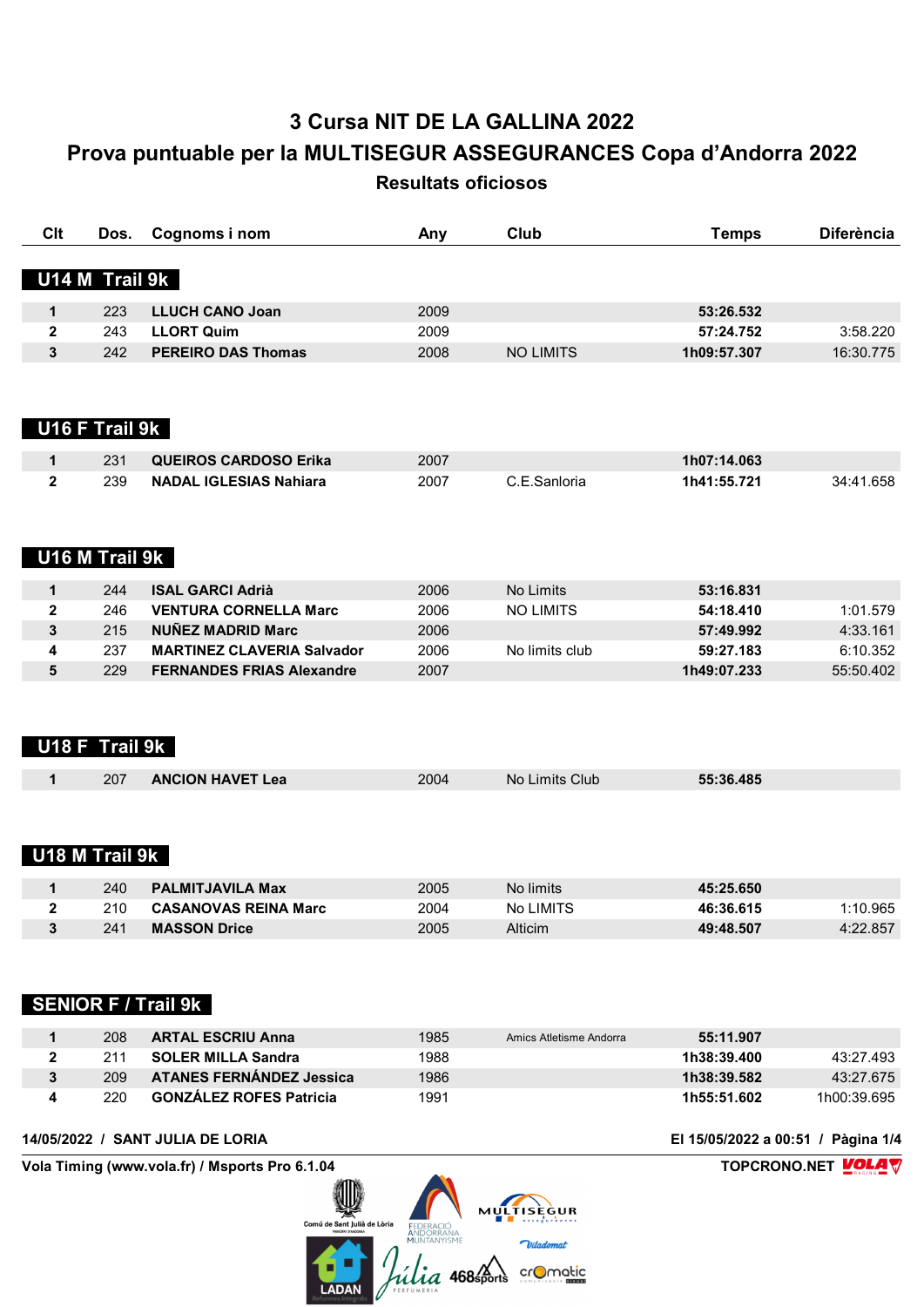# 3 Cursa NIT DE LA GALLINA 2022

## Prova puntuable per la MULTISEGUR ASSEGURANCES Copa d'Andorra 2022

### Resultats oficiosos

| Clt | Dos. | Cognoms i nom | Any | Club | Temps | Diferència |
|---|---|---|---|---|---|---|
| **U14 M Trail 9k** | | | | | | |
| 1 | 223 | **LLUCH CANO Joan** | 2009 | | **53:26.532** | |
| 2 | 243 | **LLORT Quim** | 2009 | | **57:24.752** | 3:58.220 |
| 3 | 242 | **PEREIRO DAS Thomas** | 2008 | NO LIMITS | **1h09:57.307** | 16:30.775 |
| **U16 F Trail 9k** | | | | | | |
| 1 | 231 | **QUEIROS CARDOSO Erika** | 2007 | | **1h07:14.063** | |
| 2 | 239 | **NADAL IGLESIAS Nahiara** | 2007 | C.E.Sanloria | **1h41:55.721** | 34:41.658 |
| **U16 M Trail 9k** | | | | | | |
| 1 | 244 | **ISAL GARCI Adrià** | 2006 | No Limits | **53:16.831** | |
| 2 | 246 | **VENTURA CORNELLA Marc** | 2006 | NO LIMITS | **54:18.410** | 1:01.579 |
| 3 | 215 | **NUÑEZ MADRID Marc** | 2006 | | **57:49.992** | 4:33.161 |
| 4 | 237 | **MARTINEZ CLAVERIA Salvador** | 2006 | No limits club | **59:27.183** | 6:10.352 |
| 5 | 229 | **FERNANDES FRIAS Alexandre** | 2007 | | **1h49:07.233** | 55:50.402 |
| **U18 F Trail 9k** | | | | | | |
| 1 | 207 | **ANCION HAVET Lea** | 2004 | No Limits Club | **55:36.485** | |
| **U18 M Trail 9k** | | | | | | |
| 1 | 240 | **PALMITJAVILA Max** | 2005 | No limits | **45:25.650** | |
| 2 | 210 | **CASANOVAS REINA Marc** | 2004 | No LIMITS | **46:36.615** | 1:10.965 |
| 3 | 241 | **MASSON Drice** | 2005 | Alticim | **49:48.507** | 4:22.857 |
| **SENIOR F / Trail 9k** | | | | | | |
| 1 | 208 | **ARTAL ESCRIU Anna** | 1985 | Amics Atletisme Andorra | **55:11.907** | |
| 2 | 211 | **SOLER MILLA Sandra** | 1988 | | **1h38:39.400** | 43:27.493 |
| 3 | 209 | **ATANES FERNÁNDEZ Jessica** | 1986 | | **1h38:39.582** | 43:27.675 |
| 4 | 220 | **GONZÁLEZ ROFES Patricia** | 1991 | | **1h55:51.602** | 1h00:39.695 |

14/05/2022 / SANT JULIA DE LORIA

El 15/05/2022 a 00:51

Vola Timing (www.vola.fr) / Msports Pro 6.1.04

TOPCRONO.NET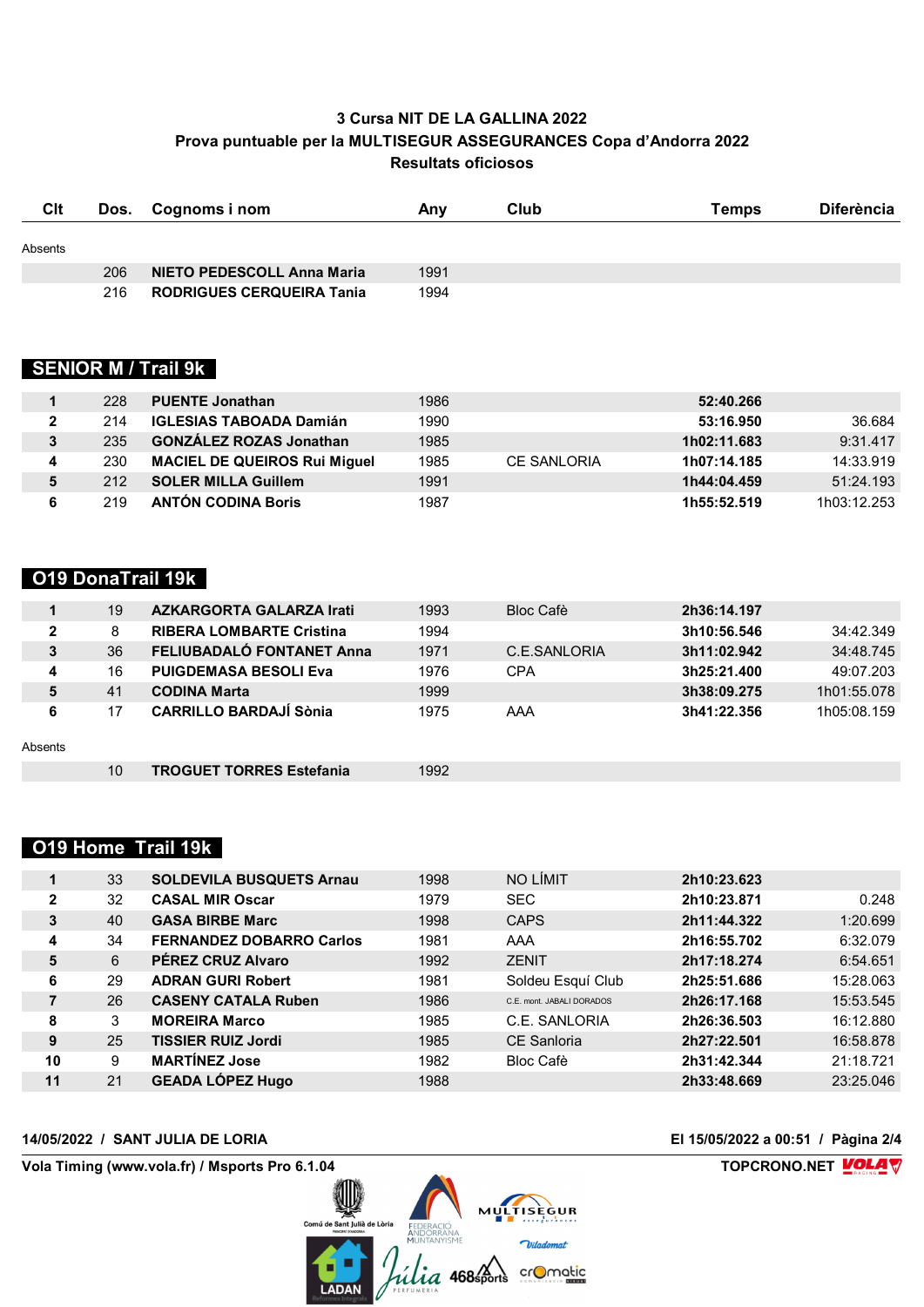# 3 Cursa NIT DE LA GALLINA 2022

## Prova puntuable per la MULTISEGUR ASSEGURANCES Copa d'Andorra 2022

## Resultats oficiosos

| Clt | Dos. | Cognoms i nom | Any | Club | Temps | Diferència |
|---|---|---|---|---|---|---|
| Absents | | | | | | |
| | 206 | **NIETO PEDESCOLL Anna Maria** | 1991 | | | |
| | 216 | **RODRIGUES CERQUEIRA Tania** | 1994 | | | |

## SENIOR M / Trail 9k

| Clt | Dos. | Cognoms i nom | Any | Club | Temps | Diferència |
|---|---|---|---|---|---|---|
| **1** | 228 | **PUENTE Jonathan** | 1986 | | **52:40.266** | |
| **2** | 214 | **IGLESIAS TABOADA Damián** | 1990 | | **53:16.950** | 36.684 |
| **3** | 235 | **GONZÁLEZ ROZAS Jonathan** | 1985 | | **1h02:11.683** | 9:31.417 |
| **4** | 230 | **MACIEL DE QUEIROS Rui Miguel** | 1985 | CE SANLORIA | **1h07:14.185** | 14:33.919 |
| **5** | 212 | **SOLER MILLA Guillem** | 1991 | | **1h44:04.459** | 51:24.193 |
| **6** | 219 | **ANTÓN CODINA Boris** | 1987 | | **1h55:52.519** | 1h03:12.253 |

## O19 DonaTrail 19k

| Clt | Dos. | Cognoms i nom | Any | Club | Temps | Diferència |
|---|---|---|---|---|---|---|
| **1** | 19 | **AZKARGORTA GALARZA Irati** | 1993 | Bloc Cafè | **2h36:14.197** | |
| **2** | 8 | **RIBERA LOMBARTE Cristina** | 1994 | | **3h10:56.546** | 34:42.349 |
| **3** | 36 | **FELIUBADALÓ FONTANET Anna** | 1971 | C.E.SANLORIA | **3h11:02.942** | 34:48.745 |
| **4** | 16 | **PUIGDEMASA BESOLI Eva** | 1976 | CPA | **3h25:21.400** | 49:07.203 |
| **5** | 41 | **CODINA Marta** | 1999 | | **3h38:09.275** | 1h01:55.078 |
| **6** | 17 | **CARRILLO BARDAJÍ Sònia** | 1975 | AAA | **3h41:22.356** | 1h05:08.159 |
| Absents | | | | | | |
| | 10 | **TROGUET TORRES Estefania** | 1992 | | | |

## O19 Home Trail 19k

| Clt | Dos. | Cognoms i nom | Any | Club | Temps | Diferència |
|---|---|---|---|---|---|---|
| **1** | 33 | **SOLDEVILA BUSQUETS Arnau** | 1998 | NO LÍMIT | **2h10:23.623** | |
| **2** | 32 | **CASAL MIR Oscar** | 1979 | SEC | **2h10:23.871** | 0.248 |
| **3** | 40 | **GASA BIRBE Marc** | 1998 | CAPS | **2h11:44.322** | 1:20.699 |
| **4** | 34 | **FERNANDEZ DOBARRO Carlos** | 1981 | AAA | **2h16:55.702** | 6:32.079 |
| **5** | 6 | **PÉREZ CRUZ Alvaro** | 1992 | ZENIT | **2h17:18.274** | 6:54.651 |
| **6** | 29 | **ADRAN GURI Robert** | 1981 | Soldeu Esquí Club | **2h25:51.686** | 15:28.063 |
| **7** | 26 | **CASENY CATALA Ruben** | 1986 | C.E. mont. JABALI DORADOS | **2h26:17.168** | 15:53.545 |
| **8** | 3 | **MOREIRA Marco** | 1985 | C.E. SANLORIA | **2h26:36.503** | 16:12.880 |
| **9** | 25 | **TISSIER RUIZ Jordi** | 1985 | CE Sanloria | **2h27:22.501** | 16:58.878 |
| **10** | 9 | **MARTÍNEZ Jose** | 1982 | Bloc Cafè | **2h31:42.344** | 21:18.721 |
| **11** | 21 | **GEADA LÓPEZ Hugo** | 1988 | | **2h33:48.669** | 23:25.046 |

**14/05/2022 / SANT JULIA DE LORIA** — **El 15/05/2022 a 00:51**

**Vola Timing (www.vola.fr) / Msports Pro 6.1.04** — **TOPCRONO.NET**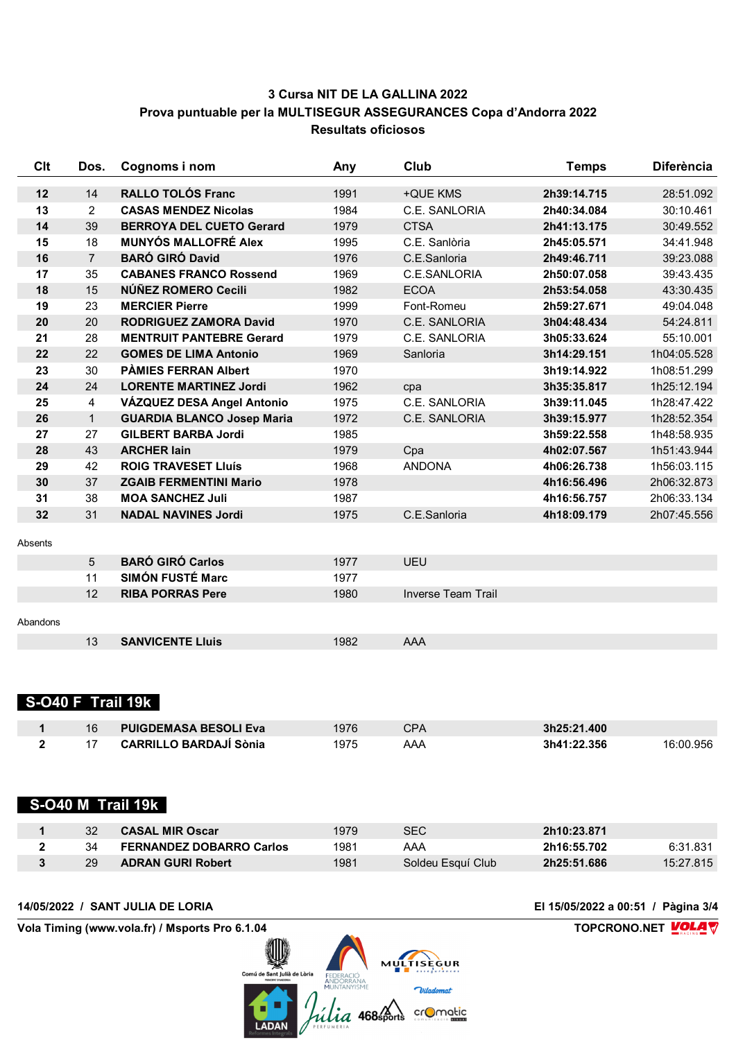# 3 Cursa NIT DE LA GALLINA 2022

## Prova puntuable per la MULTISEGUR ASSEGURANCES Copa d'Andorra 2022

### Resultats oficiosos

| Clt | Dos. | Cognoms i nom | Any | Club | Temps | Diferència |
|---|---|---|---|---|---|---|
| **12** | 14 | **RALLO TOLÓS Franc** | 1991 | +QUE KMS | **2h39:14.715** | 28:51.092 |
| **13** | 2 | **CASAS MENDEZ Nicolas** | 1984 | C.E. SANLORIA | **2h40:34.084** | 30:10.461 |
| **14** | 39 | **BERROYA DEL CUETO Gerard** | 1979 | CTSA | **2h41:13.175** | 30:49.552 |
| **15** | 18 | **MUNYÓS MALLOFRÉ Alex** | 1995 | C.E. Sanlòria | **2h45:05.571** | 34:41.948 |
| **16** | 7 | **BARÓ GIRÓ David** | 1976 | C.E.Sanloria | **2h49:46.711** | 39:23.088 |
| **17** | 35 | **CABANES FRANCO Rossend** | 1969 | C.E.SANLORIA | **2h50:07.058** | 39:43.435 |
| **18** | 15 | **NÚÑEZ ROMERO Cecili** | 1982 | ECOA | **2h53:54.058** | 43:30.435 |
| **19** | 23 | **MERCIER Pierre** | 1999 | Font-Romeu | **2h59:27.671** | 49:04.048 |
| **20** | 20 | **RODRIGUEZ ZAMORA David** | 1970 | C.E. SANLORIA | **3h04:48.434** | 54:24.811 |
| **21** | 28 | **MENTRUIT PANTEBRE Gerard** | 1979 | C.E. SANLORIA | **3h05:33.624** | 55:10.001 |
| **22** | 22 | **GOMES DE LIMA Antonio** | 1969 | Sanloria | **3h14:29.151** | 1h04:05.528 |
| **23** | 30 | **PÀMIES FERRAN Albert** | 1970 | | **3h19:14.922** | 1h08:51.299 |
| **24** | 24 | **LORENTE MARTINEZ Jordi** | 1962 | cpa | **3h35:35.817** | 1h25:12.194 |
| **25** | 4 | **VÁZQUEZ DESA Angel Antonio** | 1975 | C.E. SANLORIA | **3h39:11.045** | 1h28:47.422 |
| **26** | 1 | **GUARDIA BLANCO Josep Maria** | 1972 | C.E. SANLORIA | **3h39:15.977** | 1h28:52.354 |
| **27** | 27 | **GILBERT BARBA Jordi** | 1985 | | **3h59:22.558** | 1h48:58.935 |
| **28** | 43 | **ARCHER Iain** | 1979 | Cpa | **4h02:07.567** | 1h51:43.944 |
| **29** | 42 | **ROIG TRAVESET Lluís** | 1968 | ANDONA | **4h06:26.738** | 1h56:03.115 |
| **30** | 37 | **ZGAIB FERMENTINI Mario** | 1978 | | **4h16:56.496** | 2h06:32.873 |
| **31** | 38 | **MOA SANCHEZ Juli** | 1987 | | **4h16:56.757** | 2h06:33.134 |
| **32** | 31 | **NADAL NAVINES Jordi** | 1975 | C.E.Sanloria | **4h18:09.179** | 2h07:45.556 |

Absents

| Clt | Dos. | Cognoms i nom | Any | Club | Temps | Diferència |
|---|---|---|---|---|---|---|
| | 5 | **BARÓ GIRÓ Carlos** | 1977 | UEU | | |
| | 11 | **SIMÓN FUSTÉ Marc** | 1977 | | | |
| | 12 | **RIBA PORRAS Pere** | 1980 | Inverse Team Trail | | |

Abandons

| Clt | Dos. | Cognoms i nom | Any | Club | Temps | Diferència |
|---|---|---|---|---|---|---|
| | 13 | **SANVICENTE Lluis** | 1982 | AAA | | |

## S-O40 F Trail 19k

| Clt | Dos. | Cognoms i nom | Any | Club | Temps | Diferència |
|---|---|---|---|---|---|---|
| **1** | 16 | **PUIGDEMASA BESOLI Eva** | 1976 | CPA | **3h25:21.400** | |
| **2** | 17 | **CARRILLO BARDAJÍ Sònia** | 1975 | AAA | **3h41:22.356** | 16:00.956 |

## S-O40 M Trail 19k

| Clt | Dos. | Cognoms i nom | Any | Club | Temps | Diferència |
|---|---|---|---|---|---|---|
| **1** | 32 | **CASAL MIR Oscar** | 1979 | SEC | **2h10:23.871** | |
| **2** | 34 | **FERNANDEZ DOBARRO Carlos** | 1981 | AAA | **2h16:55.702** | 6:31.831 |
| **3** | 29 | **ADRAN GURI Robert** | 1981 | Soldeu Esquí Club | **2h25:51.686** | 15:27.815 |

**14/05/2022 / SANT JULIA DE LORIA**

**El 15/05/2022 a 00:51**

**Vola Timing (www.vola.fr) / Msports Pro 6.1.04**

**TOPCRONO.NET**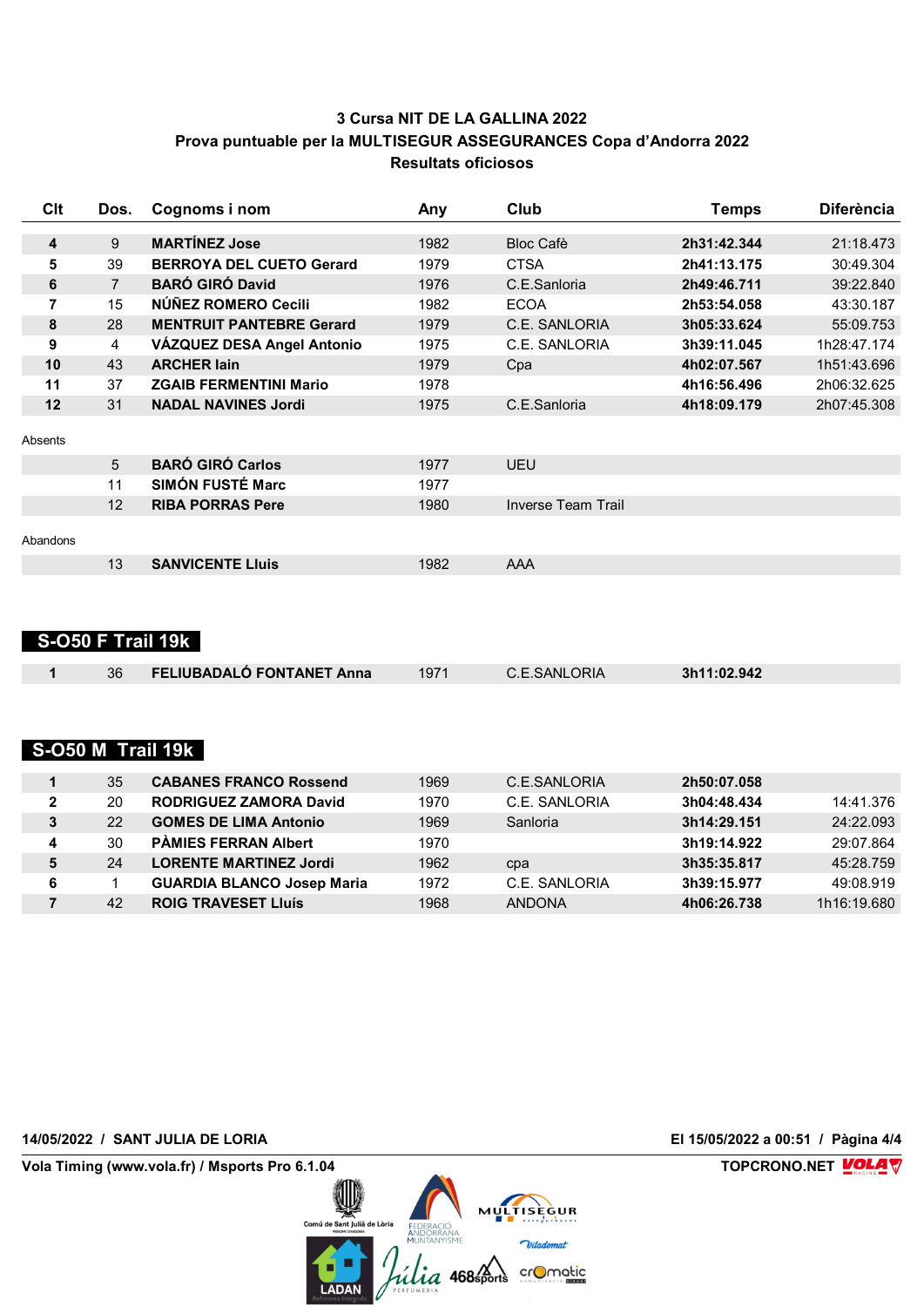**3 Cursa NIT DE LA GALLINA 2022**
**Prova puntuable per la MULTISEGUR ASSEGURANCES Copa d'Andorra 2022**
**Resultats oficiosos**

| Clt | Dos. | Cognoms i nom | Any | Club | Temps | Diferència |
|---|---|---|---|---|---|---|
| **4** | 9 | **MARTÍNEZ Jose** | 1982 | Bloc Cafè | **2h31:42.344** | 21:18.473 |
| **5** | 39 | **BERROYA DEL CUETO Gerard** | 1979 | CTSA | **2h41:13.175** | 30:49.304 |
| **6** | 7 | **BARÓ GIRÓ David** | 1976 | C.E.Sanloria | **2h49:46.711** | 39:22.840 |
| **7** | 15 | **NÚÑEZ ROMERO Cecili** | 1982 | ECOA | **2h53:54.058** | 43:30.187 |
| **8** | 28 | **MENTRUIT PANTEBRE Gerard** | 1979 | C.E. SANLORIA | **3h05:33.624** | 55:09.753 |
| **9** | 4 | **VÁZQUEZ DESA Angel Antonio** | 1975 | C.E. SANLORIA | **3h39:11.045** | 1h28:47.174 |
| **10** | 43 | **ARCHER Iain** | 1979 | Cpa | **4h02:07.567** | 1h51:43.696 |
| **11** | 37 | **ZGAIB FERMENTINI Mario** | 1978 | | **4h16:56.496** | 2h06:32.625 |
| **12** | 31 | **NADAL NAVINES Jordi** | 1975 | C.E.Sanloria | **4h18:09.179** | 2h07:45.308 |

Absents

| | | | | | | |
|---|---|---|---|---|---|---|
| | 5 | **BARÓ GIRÓ Carlos** | 1977 | UEU | | |
| | 11 | **SIMÓN FUSTÉ Marc** | 1977 | | | |
| | 12 | **RIBA PORRAS Pere** | 1980 | Inverse Team Trail | | |

Abandons

| | | | | | | |
|---|---|---|---|---|---|---|
| | 13 | **SANVICENTE Lluis** | 1982 | AAA | | |

## S-O50 F Trail 19k

| | | | | | | |
|---|---|---|---|---|---|---|
| **1** | 36 | **FELIUBADALÓ FONTANET Anna** | 1971 | C.E.SANLORIA | **3h11:02.942** | |

## S-O50 M Trail 19k

| | | | | | | |
|---|---|---|---|---|---|---|
| **1** | 35 | **CABANES FRANCO Rossend** | 1969 | C.E.SANLORIA | **2h50:07.058** | |
| **2** | 20 | **RODRIGUEZ ZAMORA David** | 1970 | C.E. SANLORIA | **3h04:48.434** | 14:41.376 |
| **3** | 22 | **GOMES DE LIMA Antonio** | 1969 | Sanloria | **3h14:29.151** | 24:22.093 |
| **4** | 30 | **PÀMIES FERRAN Albert** | 1970 | | **3h19:14.922** | 29:07.864 |
| **5** | 24 | **LORENTE MARTINEZ Jordi** | 1962 | cpa | **3h35:35.817** | 45:28.759 |
| **6** | 1 | **GUARDIA BLANCO Josep Maria** | 1972 | C.E. SANLORIA | **3h39:15.977** | 49:08.919 |
| **7** | 42 | **ROIG TRAVESET Lluís** | 1968 | ANDONA | **4h06:26.738** | 1h16:19.680 |

**14/05/2022 / SANT JULIA DE LORIA** — **El 15/05/2022 a 00:51**

**Vola Timing (www.vola.fr) / Msports Pro 6.1.04** — **TOPCRONO.NET**